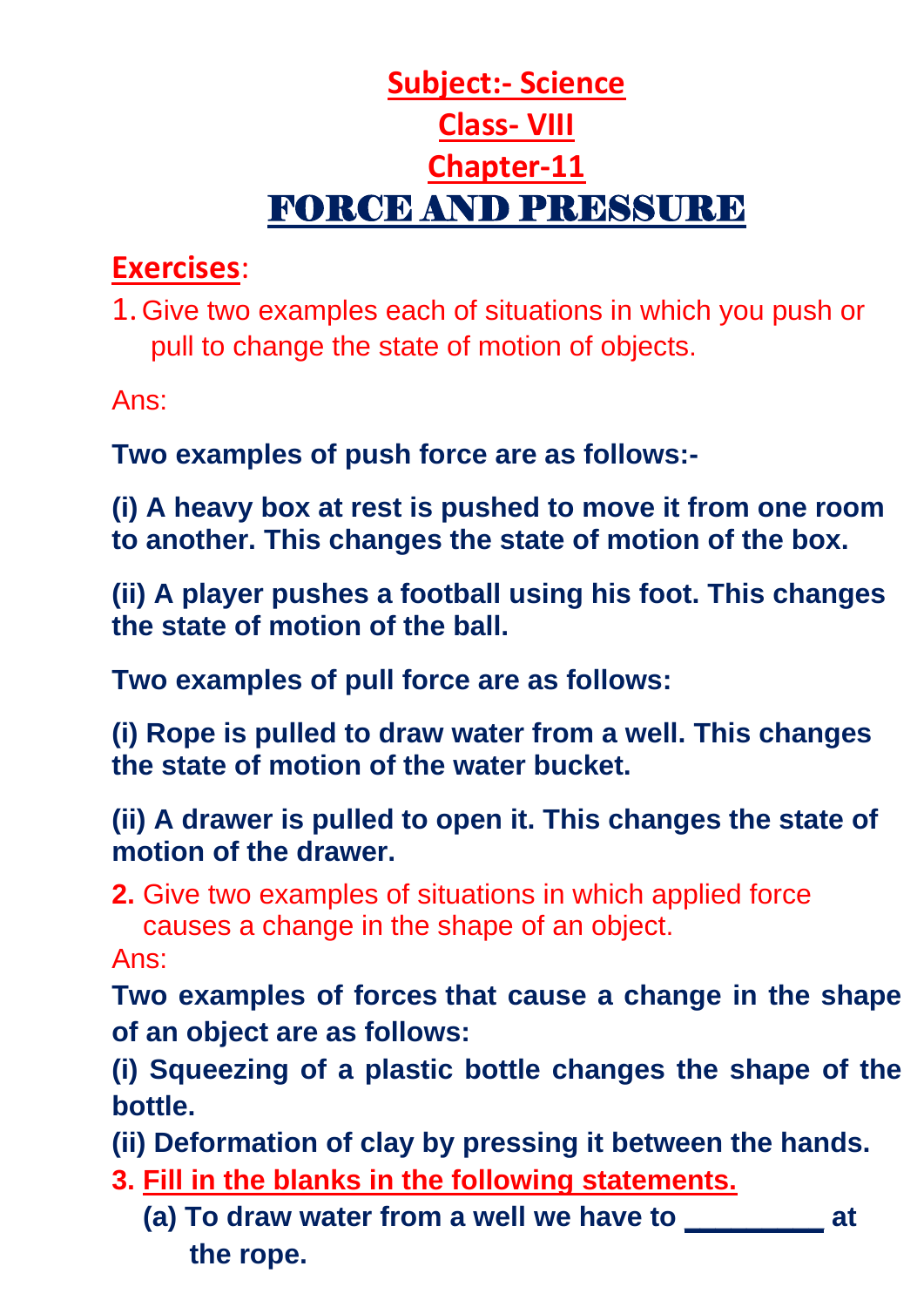## Subject:- Science

## Class- VIII

## Chapter-11

# FORCE AND PRESSURE

## Exercises:

1. Give two examples each of situations in which you push or pull to change the state of motion of objects.

Ans:

**Two examples of push force are as follows:-**

**(i) A heavy box at rest is pushed to move it from one room to another. This changes the state of motion of the box.**

**(ii) A player pushes a football using his foot. This changes the state of motion of the ball.**

**Two examples of pull force are as follows:**

**(i) Rope is pulled to draw water from a well. This changes the state of motion of the water bucket.**

**(ii) A drawer is pulled to open it. This changes the state of motion of the drawer.**

**2.** Give two examples of situations in which applied force causes a change in the shape of an object.

Ans:

**Two examples of forces that cause a change in the shape of an object are as follows:**

**(i) Squeezing of a plastic bottle changes the shape of the bottle.**

**(ii) Deformation of clay by pressing it between the hands.**

**3. Fill in the blanks in the following statements.**

**(a) To draw water from a well we have to ________ at the rope.**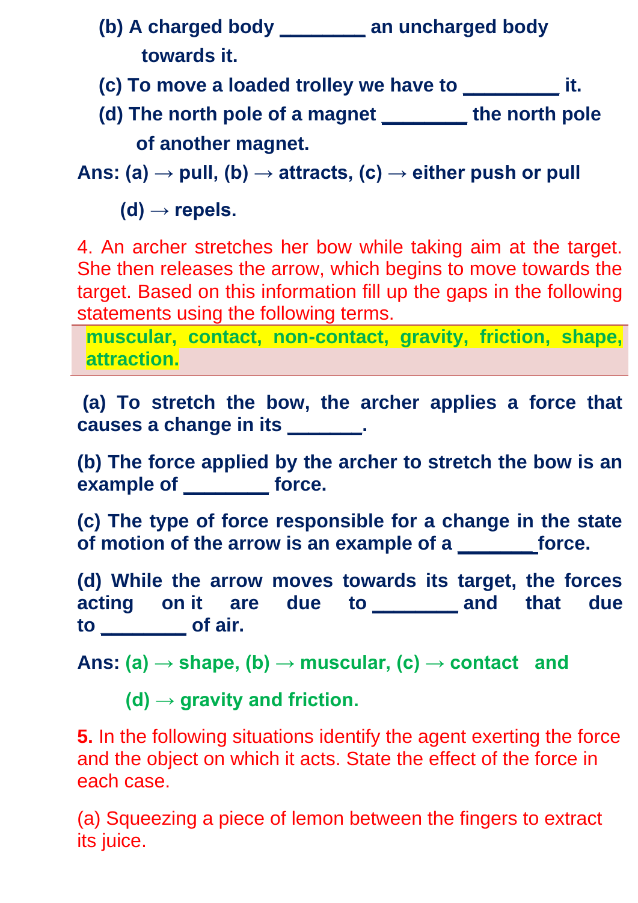(b) A charged body ________ an uncharged body towards it.

(c) To move a loaded trolley we have to _________ it.

(d) The north pole of a magnet ________ the north pole of another magnet.

**Ans: (a) → pull, (b) → attracts, (c) → either push or pull**

**(d) → repels.**

4. An archer stretches her bow while taking aim at the target. She then releases the arrow, which begins to move towards the target. Based on this information fill up the gaps in the following statements using the following terms.

**muscular, contact, non-contact, gravity, friction, shape, attraction.**

**(a) To stretch the bow, the archer applies a force that causes a change in its _______.**

**(b) The force applied by the archer to stretch the bow is an example of ________ force.**

**(c) The type of force responsible for a change in the state of motion of the arrow is an example of a _______force.**

**(d) While the arrow moves towards its target, the forces acting on it are due to ________ and that due to ________ of air.**

**Ans: (a) → shape, (b) → muscular, (c) → contact and**

**(d) → gravity and friction.**

**5.** In the following situations identify the agent exerting the force and the object on which it acts. State the effect of the force in each case.

(a) Squeezing a piece of lemon between the fingers to extract its juice.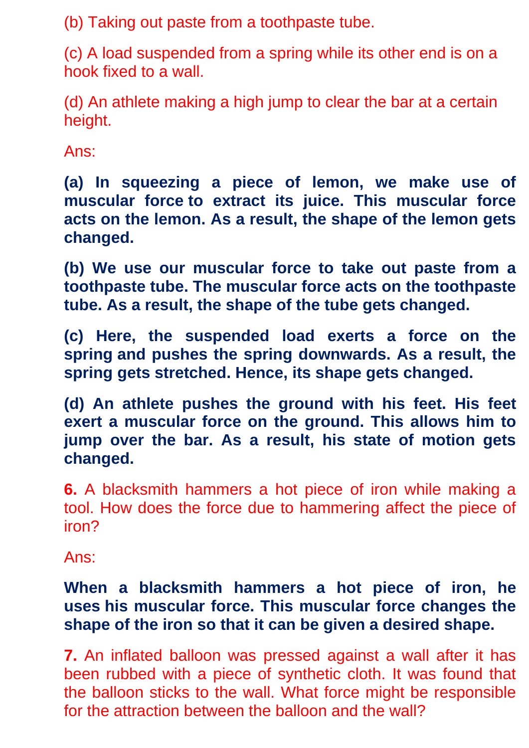(b) Taking out paste from a toothpaste tube.

(c) A load suspended from a spring while its other end is on a hook fixed to a wall.

(d) An athlete making a high jump to clear the bar at a certain height.

Ans:

**(a) In squeezing a piece of lemon, we make use of muscular force to extract its juice. This muscular force acts on the lemon. As a result, the shape of the lemon gets changed.**

**(b) We use our muscular force to take out paste from a toothpaste tube. The muscular force acts on the toothpaste tube. As a result, the shape of the tube gets changed.**

**(c) Here, the suspended load exerts a force on the spring and pushes the spring downwards. As a result, the spring gets stretched. Hence, its shape gets changed.**

**(d) An athlete pushes the ground with his feet. His feet exert a muscular force on the ground. This allows him to jump over the bar. As a result, his state of motion gets changed.**

**6.** A blacksmith hammers a hot piece of iron while making a tool. How does the force due to hammering affect the piece of iron?

Ans:

**When a blacksmith hammers a hot piece of iron, he uses his muscular force. This muscular force changes the shape of the iron so that it can be given a desired shape.**

**7.** An inflated balloon was pressed against a wall after it has been rubbed with a piece of synthetic cloth. It was found that the balloon sticks to the wall. What force might be responsible for the attraction between the balloon and the wall?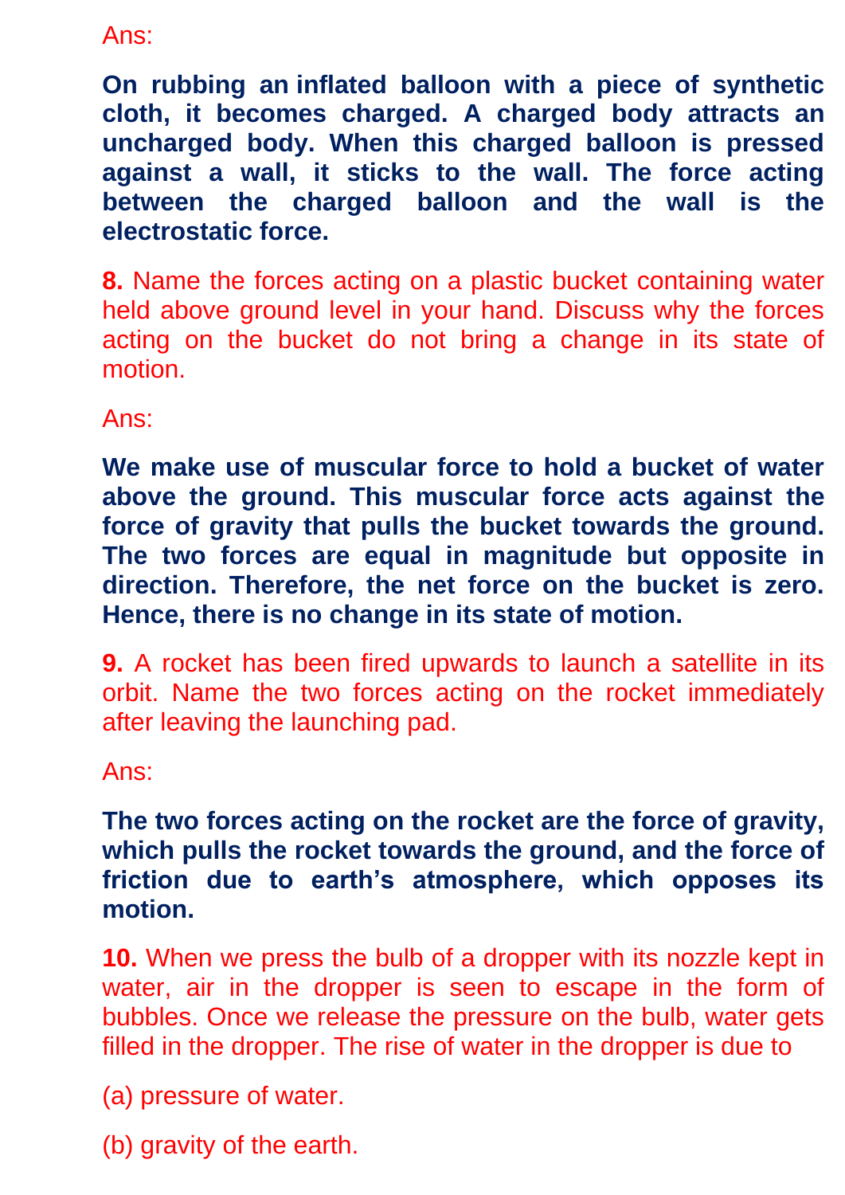Ans:

**On rubbing an inflated balloon with a piece of synthetic cloth, it becomes charged. A charged body attracts an uncharged body. When this charged balloon is pressed against a wall, it sticks to the wall. The force acting between the charged balloon and the wall is the electrostatic force.**

**8.** Name the forces acting on a plastic bucket containing water held above ground level in your hand. Discuss why the forces acting on the bucket do not bring a change in its state of motion.

Ans:

**We make use of muscular force to hold a bucket of water above the ground. This muscular force acts against the force of gravity that pulls the bucket towards the ground. The two forces are equal in magnitude but opposite in direction. Therefore, the net force on the bucket is zero. Hence, there is no change in its state of motion.**

**9.** A rocket has been fired upwards to launch a satellite in its orbit. Name the two forces acting on the rocket immediately after leaving the launching pad.

Ans:

**The two forces acting on the rocket are the force of gravity, which pulls the rocket towards the ground, and the force of friction due to earth's atmosphere, which opposes its motion.**

**10.** When we press the bulb of a dropper with its nozzle kept in water, air in the dropper is seen to escape in the form of bubbles. Once we release the pressure on the bulb, water gets filled in the dropper. The rise of water in the dropper is due to

(a) pressure of water.

(b) gravity of the earth.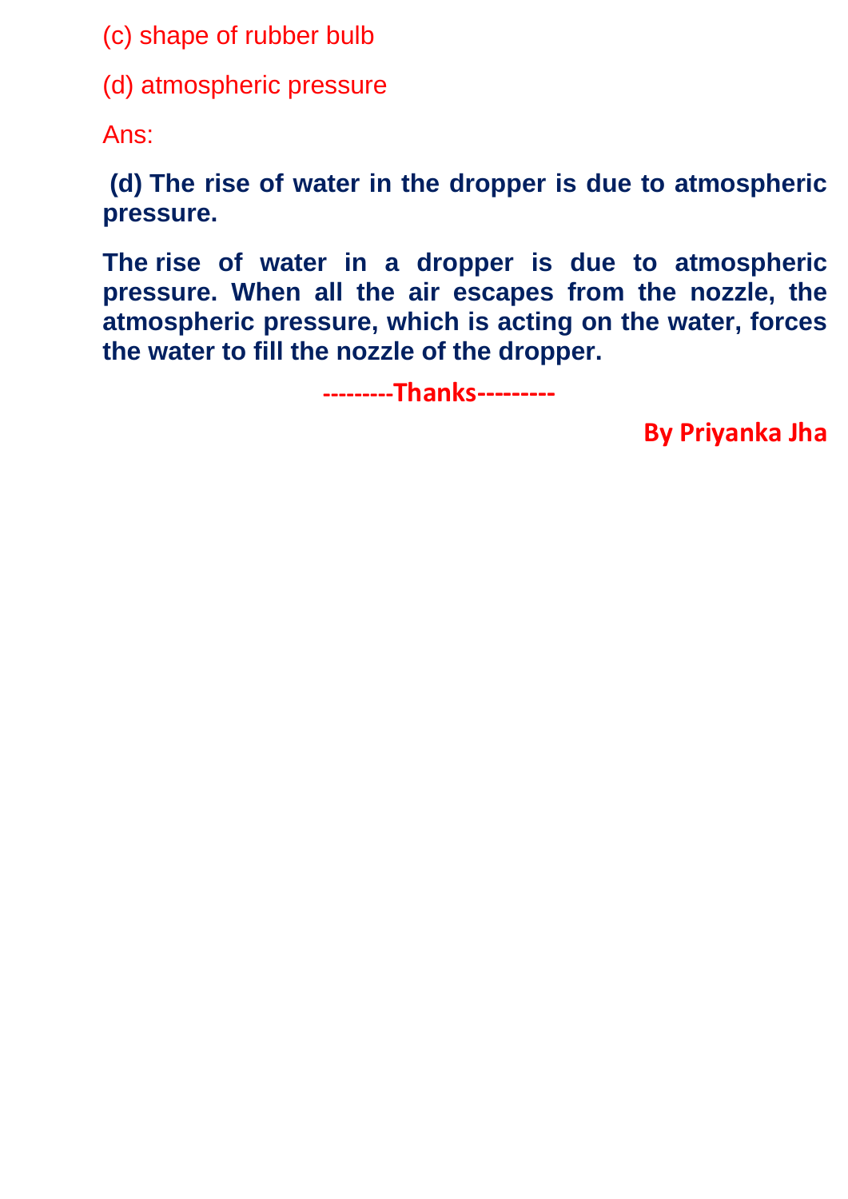(c) shape of rubber bulb

(d) atmospheric pressure

Ans:

**(d) The rise of water in the dropper is due to atmospheric pressure.**

**The rise of water in a dropper is due to atmospheric pressure. When all the air escapes from the nozzle, the atmospheric pressure, which is acting on the water, forces the water to fill the nozzle of the dropper.**

**---------Thanks---------**

**By Priyanka Jha**